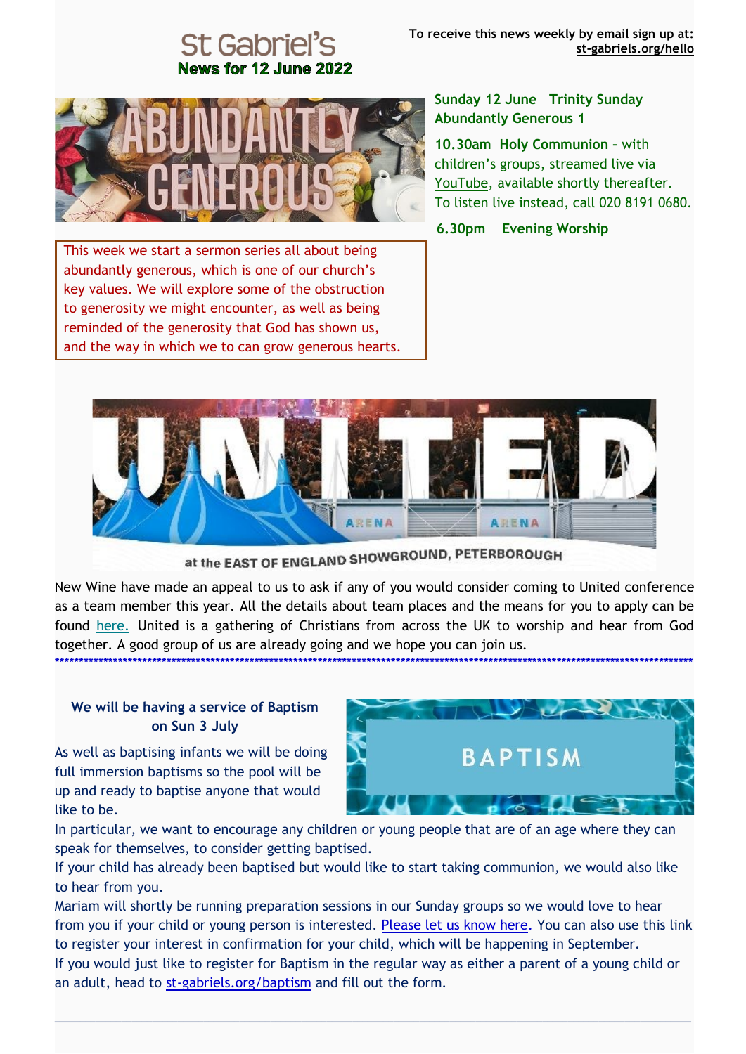# St Gabriel's
## News for 12 June 2022

**To receive this news weekly by email sign up at: st-gabriels.org/hello**

**Sunday 12 June Trinity Sunday**
**Abundantly Generous 1**

**10.30am Holy Communion** – with children's groups, streamed live via YouTube, available shortly thereafter. To listen live instead, call 020 8191 0680.

**6.30pm Evening Worship**

This week we start a sermon series all about being abundantly generous, which is one of our church's key values. We will explore some of the obstruction to generosity we might encounter, as well as being reminded of the generosity that God has shown us, and the way in which we to can grow generous hearts.

New Wine have made an appeal to us to ask if any of you would consider coming to United conference as a team member this year. All the details about team places and the means for you to apply can be found here. United is a gathering of Christians from across the UK to worship and hear from God together. A good group of us are already going and we hope you can join us.

---

**We will be having a service of Baptism on Sun 3 July**

As well as baptising infants we will be doing full immersion baptisms so the pool will be up and ready to baptise anyone that would like to be.

In particular, we want to encourage any children or young people that are of an age where they can speak for themselves, to consider getting baptised.

If your child has already been baptised but would like to start taking communion, we would also like to hear from you.

Mariam will shortly be running preparation sessions in our Sunday groups so we would love to hear from you if your child or young person is interested. Please let us know here. You can also use this link to register your interest in confirmation for your child, which will be happening in September.

If you would just like to register for Baptism in the regular way as either a parent of a young child or an adult, head to st-gabriels.org/baptism and fill out the form.

---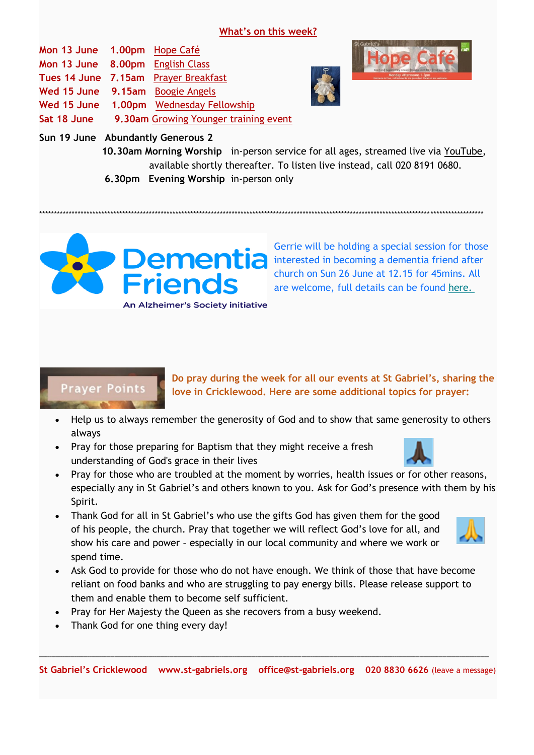## What's on this week?

Mon 13 June 1.00pm Hope Café
Mon 13 June 8.00pm English Class
Tues 14 June 7.15am Prayer Breakfast
Wed 15 June 9.15am Boogie Angels
Wed 15 June 1.00pm Wednesday Fellowship
Sat 18 June 9.30am Growing Younger training event

**Sun 19 June Abundantly Generous 2**

**10.30am Morning Worship** in-person service for all ages, streamed live via YouTube, available shortly thereafter. To listen live instead, call 020 8191 0680.

**6.30pm Evening Worship** in-person only

************************************************************************************************************************************

Gerrie will be holding a special session for those interested in becoming a dementia friend after church on Sun 26 June at 12.15 for 45mins. All are welcome, full details can be found here.

**Do pray during the week for all our events at St Gabriel's, sharing the love in Cricklewood. Here are some additional topics for prayer:**

- Help us to always remember the generosity of God and to show that same generosity to others always
- Pray for those preparing for Baptism that they might receive a fresh understanding of God's grace in their lives
- Pray for those who are troubled at the moment by worries, health issues or for other reasons, especially any in St Gabriel's and others known to you. Ask for God's presence with them by his Spirit.
- Thank God for all in St Gabriel's who use the gifts God has given them for the good of his people, the church. Pray that together we will reflect God's love for all, and show his care and power – especially in our local community and where we work or spend time.
- Ask God to provide for those who do not have enough. We think of those that have become reliant on food banks and who are struggling to pay energy bills. Please release support to them and enable them to become self sufficient.
- Pray for Her Majesty the Queen as she recovers from a busy weekend.
- Thank God for one thing every day!

---

**St Gabriel's Cricklewood www.st-gabriels.org office@st-gabriels.org 020 8830 6626** (leave a message)